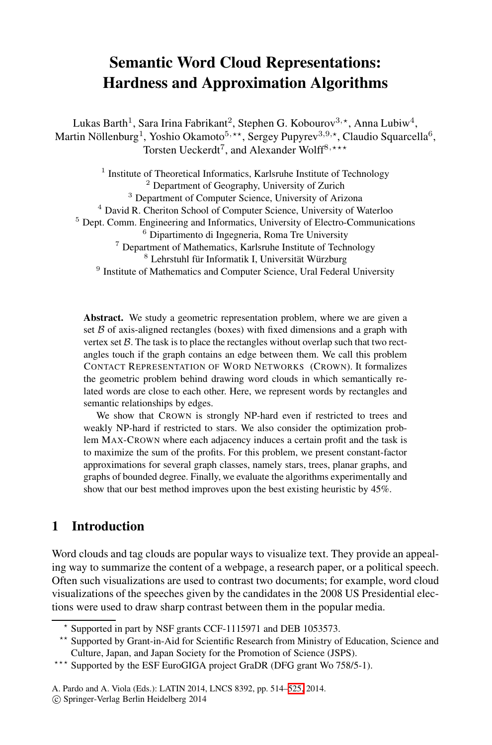# Semantic Word Cloud Representations: Hardness and Approximation Algorithms

Lukas Barth[1], Sara Irina Fabrikant[2], Stephen G. Kobourov[3,⋆], Anna Lubiw[4], Martin Nöllenburg[1], Yoshio Okamoto[5,⋆⋆], Sergey Pupyrev[3,9,⋆], Claudio Squarcella[6], Torsten Ueckerdt[7], and Alexander Wolff[8,⋆⋆⋆]

[1] Institute of Theoretical Informatics, Karlsruhe Institute of Technology
[2] Department of Geography, University of Zurich
[3] Department of Computer Science, University of Arizona
[4] David R. Cheriton School of Computer Science, University of Waterloo
[5] Dept. Comm. Engineering and Informatics, University of Electro-Communications
[6] Dipartimento di Ingegneria, Roma Tre University
[7] Department of Mathematics, Karlsruhe Institute of Technology
[8] Lehrstuhl für Informatik I, Universität Würzburg
[9] Institute of Mathematics and Computer Science, Ural Federal University

**Abstract.** We study a geometric representation problem, where we are given a set $\mathcal{B}$ of axis-aligned rectangles (boxes) with fixed dimensions and a graph with vertex set $\mathcal{B}$. The task is to place the rectangles without overlap such that two rectangles touch if the graph contains an edge between them. We call this problem CONTACT REPRESENTATION OF WORD NETWORKS (CROWN). It formalizes the geometric problem behind drawing word clouds in which semantically related words are close to each other. Here, we represent words by rectangles and semantic relationships by edges.

We show that CROWN is strongly NP-hard even if restricted to trees and weakly NP-hard if restricted to stars. We also consider the optimization problem MAX-CROWN where each adjacency induces a certain profit and the task is to maximize the sum of the profits. For this problem, we present constant-factor approximations for several graph classes, namely stars, trees, planar graphs, and graphs of bounded degree. Finally, we evaluate the algorithms experimentally and show that our best method improves upon the best existing heuristic by 45%.

## 1 Introduction

Word clouds and tag clouds are popular ways to visualize text. They provide an appealing way to summarize the content of a webpage, a research paper, or a political speech. Often such visualizations are used to contrast two documents; for example, word cloud visualizations of the speeches given by the candidates in the 2008 US Presidential elections were used to draw sharp contrast between them in the popular media.

⋆ Supported in part by NSF grants CCF-1115971 and DEB 1053573.

⋆⋆ Supported by Grant-in-Aid for Scientific Research from Ministry of Education, Science and Culture, Japan, and Japan Society for the Promotion of Science (JSPS).

⋆⋆⋆ Supported by the ESF EuroGIGA project GraDR (DFG grant Wo 758/5-1).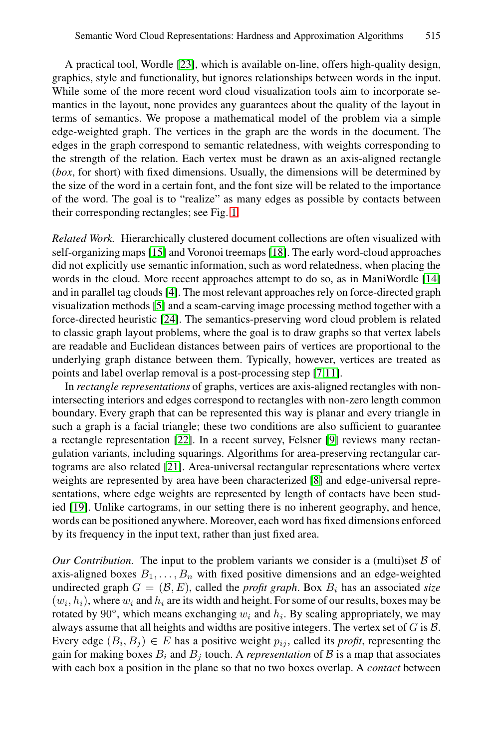A practical tool, Wordle [23], which is available on-line, offers high-quality design, graphics, style and functionality, but ignores relationships between words in the input. While some of the more recent word cloud visualization tools aim to incorporate semantics in the layout, none provides any guarantees about the quality of the layout in terms of semantics. We propose a mathematical model of the problem via a simple edge-weighted graph. The vertices in the graph are the words in the document. The edges in the graph correspond to semantic relatedness, with weights corresponding to the strength of the relation. Each vertex must be drawn as an axis-aligned rectangle (*box*, for short) with fixed dimensions. Usually, the dimensions will be determined by the size of the word in a certain font, and the font size will be related to the importance of the word. The goal is to "realize" as many edges as possible by contacts between their corresponding rectangles; see Fig. 1.

*Related Work.* Hierarchically clustered document collections are often visualized with self-organizing maps [15] and Voronoi treemaps [18]. The early word-cloud approaches did not explicitly use semantic information, such as word relatedness, when placing the words in the cloud. More recent approaches attempt to do so, as in ManiWordle [14] and in parallel tag clouds [4]. The most relevant approaches rely on force-directed graph visualization methods [5] and a seam-carving image processing method together with a force-directed heuristic [24]. The semantics-preserving word cloud problem is related to classic graph layout problems, where the goal is to draw graphs so that vertex labels are readable and Euclidean distances between pairs of vertices are proportional to the underlying graph distance between them. Typically, however, vertices are treated as points and label overlap removal is a post-processing step [7,11].

In *rectangle representations* of graphs, vertices are axis-aligned rectangles with non-intersecting interiors and edges correspond to rectangles with non-zero length common boundary. Every graph that can be represented this way is planar and every triangle in such a graph is a facial triangle; these two conditions are also sufficient to guarantee a rectangle representation [22]. In a recent survey, Felsner [9] reviews many rectangulation variants, including squarings. Algorithms for area-preserving rectangular cartograms are also related [21]. Area-universal rectangular representations where vertex weights are represented by area have been characterized [8] and edge-universal representations, where edge weights are represented by length of contacts have been studied [19]. Unlike cartograms, in our setting there is no inherent geography, and hence, words can be positioned anywhere. Moreover, each word has fixed dimensions enforced by its frequency in the input text, rather than just fixed area.

*Our Contribution.* The input to the problem variants we consider is a (multi)set $\mathcal{B}$ of axis-aligned boxes $B_1, \ldots, B_n$ with fixed positive dimensions and an edge-weighted undirected graph $G = (\mathcal{B}, E)$, called the *profit graph*. Box $B_i$ has an associated *size* $(w_i, h_i)$, where $w_i$ and $h_i$ are its width and height. For some of our results, boxes may be rotated by $90^\circ$, which means exchanging $w_i$ and $h_i$. By scaling appropriately, we may always assume that all heights and widths are positive integers. The vertex set of $G$ is $\mathcal{B}$. Every edge $(B_i, B_j) \in E$ has a positive weight $p_{ij}$, called its *profit*, representing the gain for making boxes $B_i$ and $B_j$ touch. A *representation* of $\mathcal{B}$ is a map that associates with each box a position in the plane so that no two boxes overlap. A *contact* between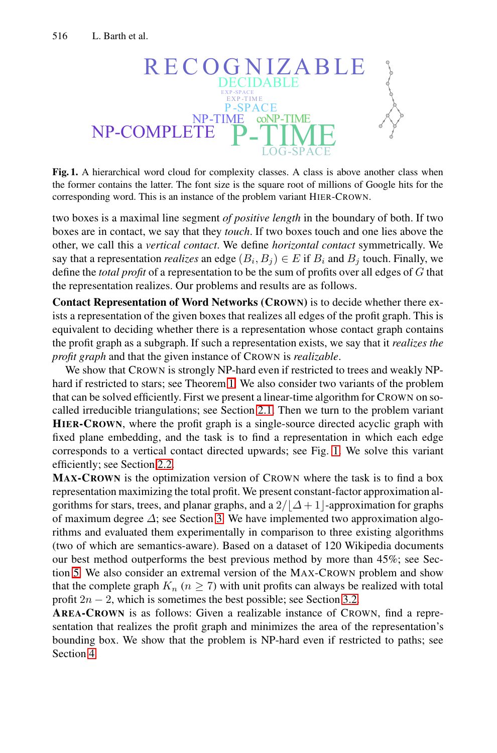RECOGNIZABLE
DECIDABLE
EXP-SPACE
EXP-TIME
P-SPACE
NP-TIME coNP-TIME
NP-COMPLETE P-TIME
LOG-SPACE

**Fig. 1.** A hierarchical word cloud for complexity classes. A class is above another class when the former contains the latter. The font size is the square root of millions of Google hits for the corresponding word. This is an instance of the problem variant HIER-CROWN.

two boxes is a maximal line segment *of positive length* in the boundary of both. If two boxes are in contact, we say that they *touch*. If two boxes touch and one lies above the other, we call this a *vertical contact*. We define *horizontal contact* symmetrically. We say that a representation *realizes* an edge $(B_i, B_j) \in E$ if $B_i$ and $B_j$ touch. Finally, we define the *total profit* of a representation to be the sum of profits over all edges of $G$ that the representation realizes. Our problems and results are as follows.

**Contact Representation of Word Networks (CROWN)** is to decide whether there exists a representation of the given boxes that realizes all edges of the profit graph. This is equivalent to deciding whether there is a representation whose contact graph contains the profit graph as a subgraph. If such a representation exists, we say that it *realizes the profit graph* and that the given instance of CROWN is *realizable*.

We show that CROWN is strongly NP-hard even if restricted to trees and weakly NP-hard if restricted to stars; see Theorem 1. We also consider two variants of the problem that can be solved efficiently. First we present a linear-time algorithm for CROWN on so-called irreducible triangulations; see Section 2.1. Then we turn to the problem variant **HIER-CROWN**, where the profit graph is a single-source directed acyclic graph with fixed plane embedding, and the task is to find a representation in which each edge corresponds to a vertical contact directed upwards; see Fig. 1. We solve this variant efficiently; see Section 2.2.

**MAX-CROWN** is the optimization version of CROWN where the task is to find a box representation maximizing the total profit. We present constant-factor approximation algorithms for stars, trees, and planar graphs, and a $2/\lfloor \Delta + 1 \rfloor$-approximation for graphs of maximum degree $\Delta$; see Section 3. We have implemented two approximation algorithms and evaluated them experimentally in comparison to three existing algorithms (two of which are semantics-aware). Based on a dataset of 120 Wikipedia documents our best method outperforms the best previous method by more than 45%; see Section 5. We also consider an extremal version of the MAX-CROWN problem and show that the complete graph $K_n$ ($n \geq 7$) with unit profits can always be realized with total profit $2n - 2$, which is sometimes the best possible; see Section 3.2.

**AREA-CROWN** is as follows: Given a realizable instance of CROWN, find a representation that realizes the profit graph and minimizes the area of the representation's bounding box. We show that the problem is NP-hard even if restricted to paths; see Section 4.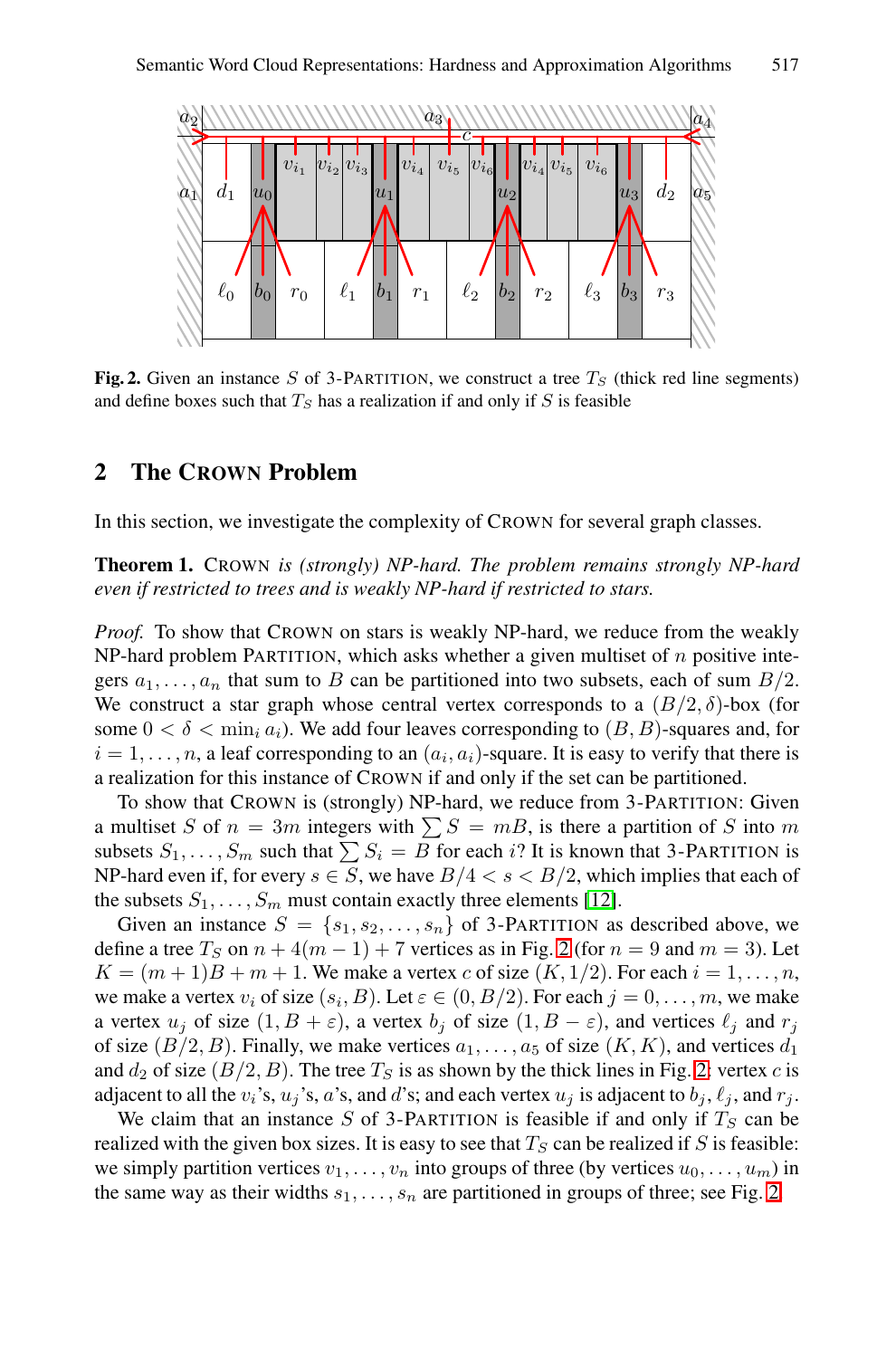**Fig. 2.** Given an instance $S$ of 3-PARTITION, we construct a tree $T_S$ (thick red line segments) and define boxes such that $T_S$ has a realization if and only if $S$ is feasible

## 2 The CROWN Problem

In this section, we investigate the complexity of CROWN for several graph classes.

**Theorem 1.** *CROWN is (strongly) NP-hard. The problem remains strongly NP-hard even if restricted to trees and is weakly NP-hard if restricted to stars.*

*Proof.* To show that CROWN on stars is weakly NP-hard, we reduce from the weakly NP-hard problem PARTITION, which asks whether a given multiset of $n$ positive integers $a_1, \dots, a_n$ that sum to $B$ can be partitioned into two subsets, each of sum $B/2$. We construct a star graph whose central vertex corresponds to a $(B/2, \delta)$-box (for some $0 < \delta < \min_i a_i$). We add four leaves corresponding to $(B, B)$-squares and, for $i = 1, \dots, n$, a leaf corresponding to an $(a_i, a_i)$-square. It is easy to verify that there is a realization for this instance of CROWN if and only if the set can be partitioned.

To show that CROWN is (strongly) NP-hard, we reduce from 3-PARTITION: Given a multiset $S$ of $n = 3m$ integers with $\sum S = mB$, is there a partition of $S$ into $m$ subsets $S_1, \dots, S_m$ such that $\sum S_i = B$ for each $i$? It is known that 3-PARTITION is NP-hard even if, for every $s \in S$, we have $B/4 < s < B/2$, which implies that each of the subsets $S_1, \dots, S_m$ must contain exactly three elements [12].

Given an instance $S = \{s_1, s_2, \dots, s_n\}$ of 3-PARTITION as described above, we define a tree $T_S$ on $n + 4(m-1) + 7$ vertices as in Fig. 2 (for $n = 9$ and $m = 3$). Let $K = (m+1)B + m + 1$. We make a vertex $c$ of size $(K, 1/2)$. For each $i = 1, \dots, n$, we make a vertex $v_i$ of size $(s_i, B)$. Let $\varepsilon \in (0, B/2)$. For each $j = 0, \dots, m$, we make a vertex $u_j$ of size $(1, B + \varepsilon)$, a vertex $b_j$ of size $(1, B - \varepsilon)$, and vertices $\ell_j$ and $r_j$ of size $(B/2, B)$. Finally, we make vertices $a_1, \dots, a_5$ of size $(K, K)$, and vertices $d_1$ and $d_2$ of size $(B/2, B)$. The tree $T_S$ is as shown by the thick lines in Fig. 2: vertex $c$ is adjacent to all the $v_i$'s, $u_j$'s, $a$'s, and $d$'s; and each vertex $u_j$ is adjacent to $b_j$, $\ell_j$, and $r_j$.

We claim that instance $S$ of 3-PARTITION is feasible if and only if $T_S$ can be realized with the given box sizes. It is easy to see that $T_S$ can be realized if $S$ is feasible: we simply partition vertices $v_1, \dots, v_n$ into groups of three (by vertices $u_0, \dots, u_m$) in the same way as their widths $s_1, \dots, s_n$ are partitioned in groups of three; see Fig. 2.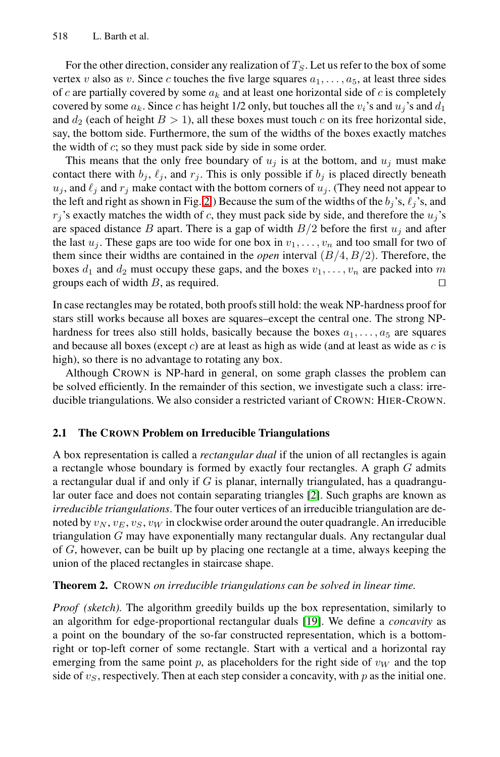For the other direction, consider any realization of $T_S$. Let us refer to the box of some vertex $v$ also as $v$. Since $c$ touches the five large squares $a_1, \ldots, a_5$, at least three sides of $c$ are partially covered by some $a_k$ and at least one horizontal side of $c$ is completely covered by some $a_k$. Since $c$ has height 1/2 only, but touches all the $v_i$'s and $u_j$'s and $d_1$ and $d_2$ (each of height $B > 1$), all these boxes must touch $c$ on its free horizontal side, say, the bottom side. Furthermore, the sum of the widths of the boxes exactly matches the width of $c$; so they must pack side by side in some order.

This means that the only free boundary of $u_j$ is at the bottom, and $u_j$ must make contact there with $b_j$, $\ell_j$, and $r_j$. This is only possible if $b_j$ is placed directly beneath $u_j$, and $\ell_j$ and $r_j$ make contact with the bottom corners of $u_j$. (They need not appear to the left and right as shown in Fig. 2.) Because the sum of the widths of the $b_j$'s, $\ell_j$'s, and $r_j$'s exactly matches the width of $c$, they must pack side by side, and therefore the $u_j$'s are spaced distance $B$ apart. There is a gap of width $B/2$ before the first $u_j$ and after the last $u_j$. These gaps are too wide for one box in $v_1, \ldots, v_n$ and too small for two of them since their widths are contained in the *open* interval $(B/4, B/2)$. Therefore, the boxes $d_1$ and $d_2$ must occupy these gaps, and the boxes $v_1, \ldots, v_n$ are packed into $m$ groups each of width $B$, as required. □

In case rectangles may be rotated, both proofs still hold: the weak NP-hardness proof for stars still works because all boxes are squares–except the central one. The strong NP-hardness for trees also still holds, basically because the boxes $a_1, \ldots, a_5$ are squares and because all boxes (except $c$) are at least as high as wide (and at least as wide as $c$ is high), so there is no advantage to rotating any box.

Although CROWN is NP-hard in general, on some graph classes the problem can be solved efficiently. In the remainder of this section, we investigate such a class: irreducible triangulations. We also consider a restricted variant of CROWN: HIER-CROWN.

### 2.1 The CROWN Problem on Irreducible Triangulations

A box representation is called a *rectangular dual* if the union of all rectangles is again a rectangle whose boundary is formed by exactly four rectangles. A graph $G$ admits a rectangular dual if and only if $G$ is planar, internally triangulated, has a quadrangular outer face and does not contain separating triangles [2]. Such graphs are known as *irreducible triangulations*. The four outer vertices of an irreducible triangulation are denoted by $v_N, v_E, v_S, v_W$ in clockwise order around the outer quadrangle. An irreducible triangulation $G$ may have exponentially many rectangular duals. Any rectangular dual of $G$, however, can be built up by placing one rectangle at a time, always keeping the union of the placed rectangles in staircase shape.

**Theorem 2.** CROWN *on irreducible triangulations can be solved in linear time.*

*Proof (sketch).* The algorithm greedily builds up the box representation, similarly to an algorithm for edge-proportional rectangular duals [19]. We define a *concavity* as a point on the boundary of the so-far constructed representation, which is a bottom-right or top-left corner of some rectangle. Start with a vertical and a horizontal ray emerging from the same point $p$, as placeholders for the right side of $v_W$ and the top side of $v_S$, respectively. Then at each step consider a concavity, with $p$ as the initial one.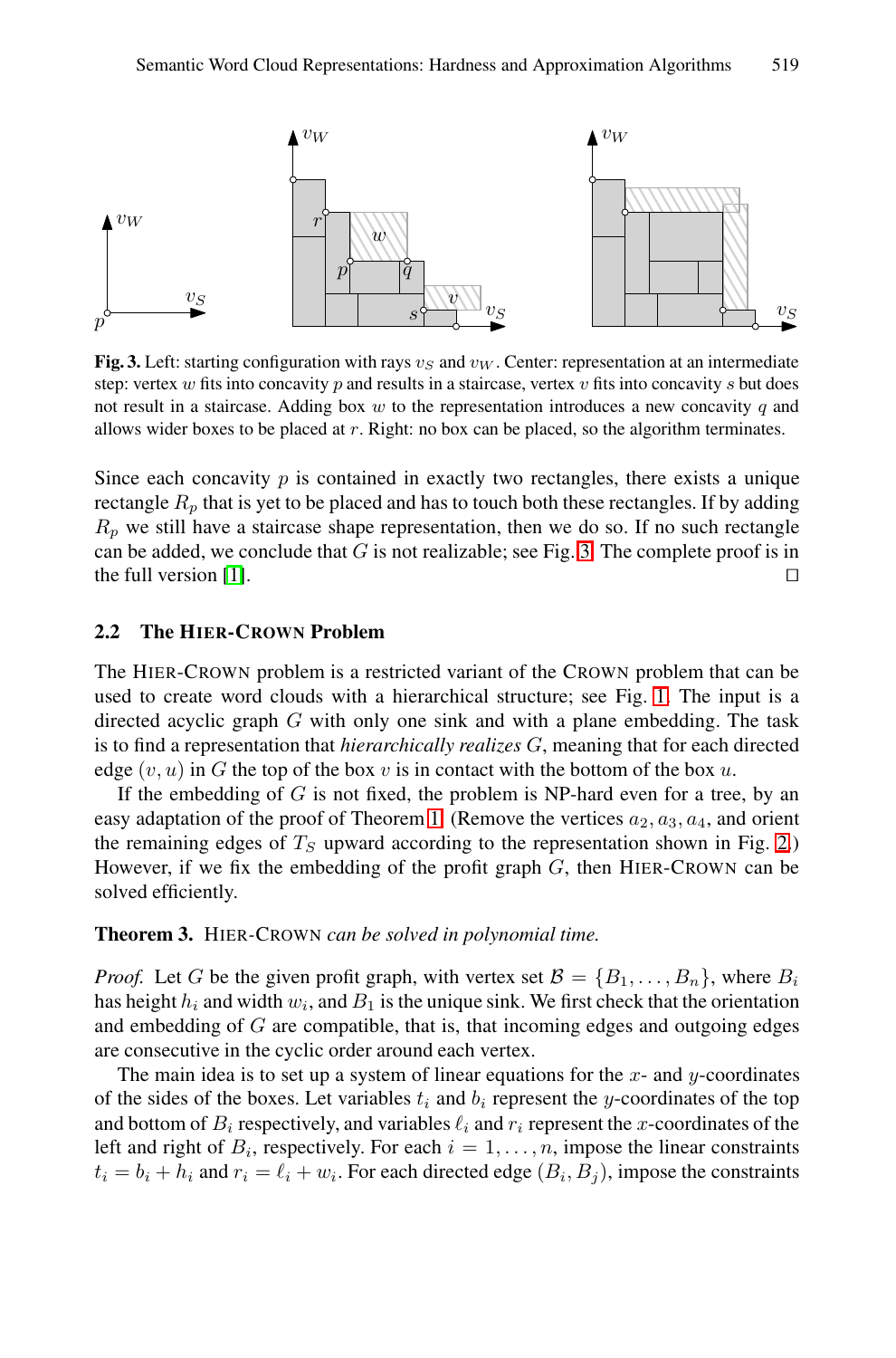**Fig. 3.** Left: starting configuration with rays $v_S$ and $v_W$. Center: representation at an intermediate step: vertex $w$ fits into concavity $p$ and results in a staircase, vertex $v$ fits into concavity $s$ but does not result in a staircase. Adding box $w$ to the representation introduces a new concavity $q$ and allows wider boxes to be placed at $r$. Right: no box can be placed, so the algorithm terminates.

Since each concavity $p$ is contained in exactly two rectangles, there exists a unique rectangle $R_p$ that is yet to be placed and has to touch both these rectangles. If by adding $R_p$ we still have a staircase shape representation, then we do so. If no such rectangle can be added, we conclude that $G$ is not realizable; see Fig. 3. The complete proof is in the full version [1]. ◻

### 2.2 The HIER-CROWN Problem

The HIER-CROWN problem is a restricted variant of the CROWN problem that can be used to create word clouds with a hierarchical structure; see Fig. 1. The input is a directed acyclic graph $G$ with only one sink and with a plane embedding. The task is to find a representation that *hierarchically realizes* $G$, meaning that for each directed edge $(v, u)$ in $G$ the top of the box $v$ is in contact with the bottom of the box $u$.

If the embedding of $G$ is not fixed, the problem is NP-hard even for a tree, by an easy adaptation of the proof of Theorem 1. (Remove the vertices $a_2, a_3, a_4$, and orient the remaining edges of $T_S$ upward according to the representation shown in Fig. 2.) However, if we fix the embedding of the profit graph $G$, then HIER-CROWN can be solved efficiently.

**Theorem 3.** HIER-CROWN *can be solved in polynomial time.*

*Proof.* Let $G$ be the given profit graph, with vertex set $\mathcal{B} = \{B_1, \ldots, B_n\}$, where $B_i$ has height $h_i$ and width $w_i$, and $B_1$ is the unique sink. We first check that the orientation and embedding of $G$ are compatible, that is, that incoming edges and outgoing edges are consecutive in the cyclic order around each vertex.

The main idea is to set up a system of linear equations for the $x$- and $y$-coordinates of the sides of the boxes. Let variables $t_i$ and $b_i$ represent the $y$-coordinates of the top and bottom of $B_i$ respectively, and variables $\ell_i$ and $r_i$ represent the $x$-coordinates of the left and right of $B_i$, respectively. For each $i = 1, \ldots, n$, impose the linear constraints $t_i = b_i + h_i$ and $r_i = \ell_i + w_i$. For each directed edge $(B_i, B_j)$, impose the constraints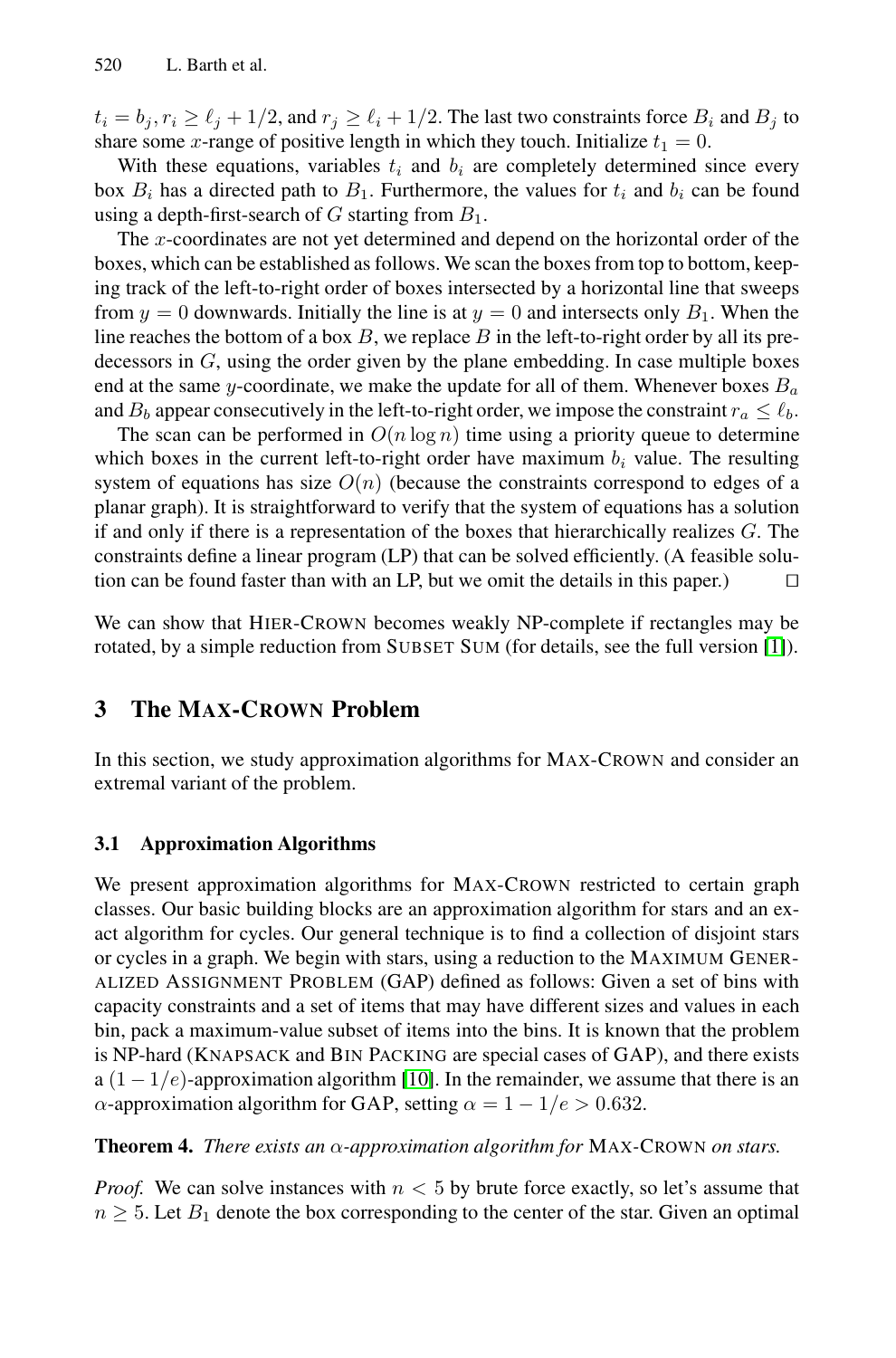$t_i = b_j, r_i \geq \ell_j + 1/2$, and $r_j \geq \ell_i + 1/2$. The last two constraints force $B_i$ and $B_j$ to share some $x$-range of positive length in which they touch. Initialize $t_1 = 0$.

With these equations, variables $t_i$ and $b_i$ are completely determined since every box $B_i$ has a directed path to $B_1$. Furthermore, the values for $t_i$ and $b_i$ can be found using a depth-first-search of $G$ starting from $B_1$.

The $x$-coordinates are not yet determined and depend on the horizontal order of the boxes, which can be established as follows. We scan the boxes from top to bottom, keeping track of the left-to-right order of boxes intersected by a horizontal line that sweeps from $y = 0$ downwards. Initially the line is at $y = 0$ and intersects only $B_1$. When the line reaches the bottom of a box $B$, we replace $B$ in the left-to-right order by all its predecessors in $G$, using the order given by the plane embedding. In case multiple boxes end at the same $y$-coordinate, we make the update for all of them. Whenever boxes $B_a$ and $B_b$ appear consecutively in the left-to-right order, we impose the constraint $r_a \leq \ell_b$.

The scan can be performed in $O(n \log n)$ time using a priority queue to determine which boxes in the current left-to-right order have maximum $b_i$ value. The resulting system of equations has size $O(n)$ (because the constraints correspond to edges of a planar graph). It is straightforward to verify that the system of equations has a solution if and only if there is a representation of the boxes that hierarchically realizes $G$. The constraints define a linear program (LP) that can be solved efficiently. (A feasible solution can be found faster than with an LP, but we omit the details in this paper.) $\square$

We can show that HIER-CROWN becomes weakly NP-complete if rectangles may be rotated, by a simple reduction from SUBSET SUM (for details, see the full version [1]).

## 3 The MAX-CROWN Problem

In this section, we study approximation algorithms for MAX-CROWN and consider an extremal variant of the problem.

### 3.1 Approximation Algorithms

We present approximation algorithms for MAX-CROWN restricted to certain graph classes. Our basic building blocks are an approximation algorithm for stars and an exact algorithm for cycles. Our general technique is to find a collection of disjoint stars or cycles in a graph. We begin with stars, using a reduction to the MAXIMUM GENERALIZED ASSIGNMENT PROBLEM (GAP) defined as follows: Given a set of bins with capacity constraints and a set of items that may have different sizes and values in each bin, pack a maximum-value subset of items into the bins. It is known that the problem is NP-hard (KNAPSACK and BIN PACKING are special cases of GAP), and there exists a $(1 - 1/e)$-approximation algorithm [10]. In the remainder, we assume that there is an $\alpha$-approximation algorithm for GAP, setting $\alpha = 1 - 1/e > 0.632$.

**Theorem 4.** *There exists an $\alpha$-approximation algorithm for* MAX-CROWN *on stars.*

*Proof.* We can solve instances with $n < 5$ by brute force exactly, so let's assume that $n \geq 5$. Let $B_1$ denote the box corresponding to the center of the star. Given an optimal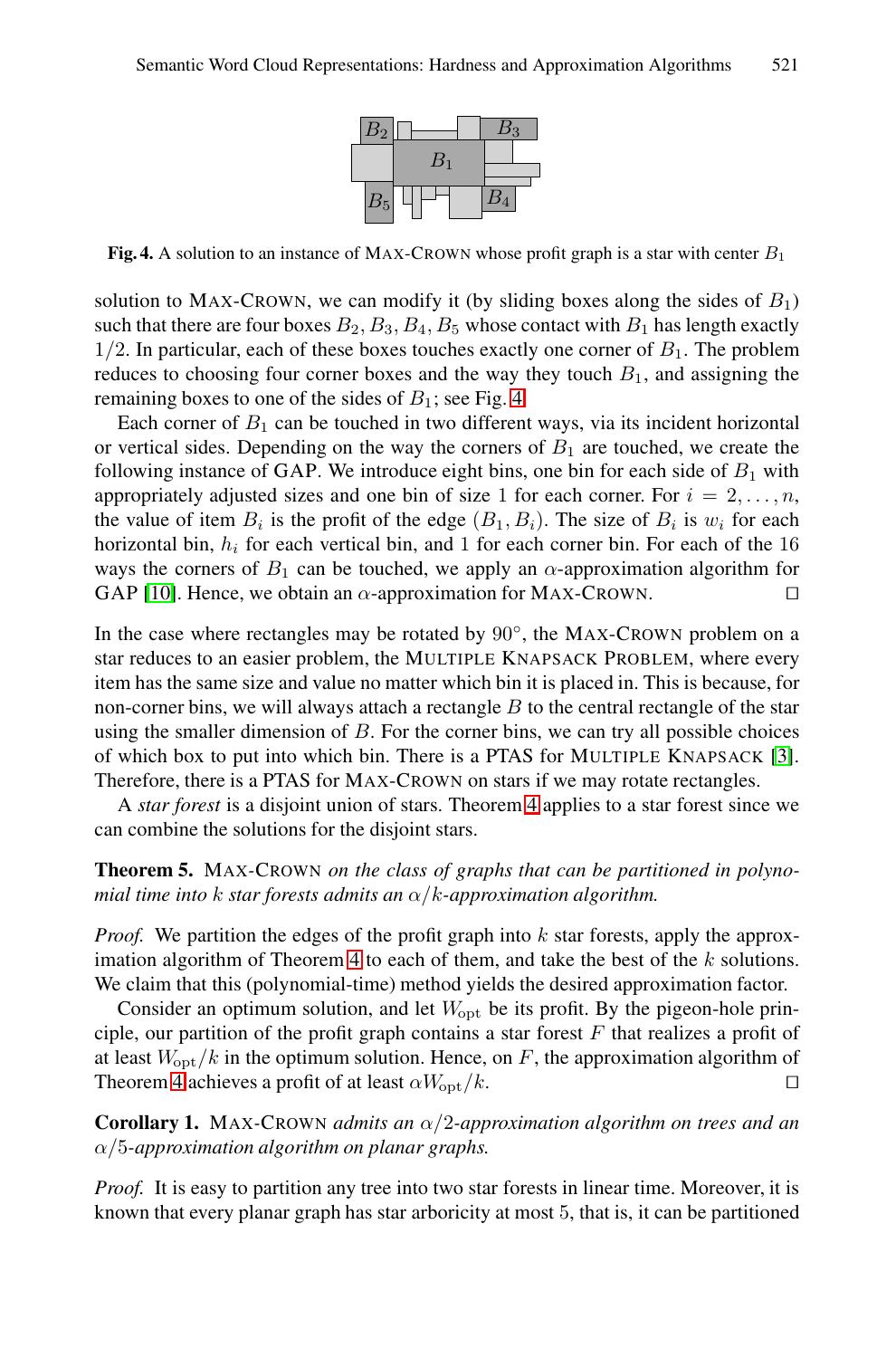**Fig. 4.** A solution to an instance of MAX-CROWN whose profit graph is a star with center $B_1$

solution to MAX-CROWN, we can modify it (by sliding boxes along the sides of $B_1$) such that there are four boxes $B_2, B_3, B_4, B_5$ whose contact with $B_1$ has length exactly $1/2$. In particular, each of these boxes touches exactly one corner of $B_1$. The problem reduces to choosing four corner boxes and the way they touch $B_1$, and assigning the remaining boxes to one of the sides of $B_1$; see Fig. 4.

Each corner of $B_1$ can be touched in two different ways, via its incident horizontal or vertical sides. Depending on the way the corners of $B_1$ are touched, we create the following instance of GAP. We introduce eight bins, one bin for each side of $B_1$ with appropriately adjusted sizes and one bin of size 1 for each corner. For $i = 2, \dots, n$, the value of item $B_i$ is the profit of the edge $(B_1, B_i)$. The size of $B_i$ is $w_i$ for each horizontal bin, $h_i$ for each vertical bin, and 1 for each corner bin. For each of the 16 ways the corners of $B_1$ can be touched, we apply an $\alpha$-approximation algorithm for GAP [10]. Hence, we obtain an $\alpha$-approximation for MAX-CROWN. □

In the case where rectangles may be rotated by $90°$, the MAX-CROWN problem on a star reduces to an easier problem, the MULTIPLE KNAPSACK PROBLEM, where every item has the same size and value no matter which bin it is placed in. This is because, for non-corner bins, we will always attach a rectangle $B$ to the central rectangle of the star using the smaller dimension of $B$. For the corner bins, we can try all possible choices of which box to put into which bin. There is a PTAS for MULTIPLE KNAPSACK [3]. Therefore, there is a PTAS for MAX-CROWN on stars if we may rotate rectangles.

A *star forest* is a disjoint union of stars. Theorem 4 applies to a star forest since we can combine the solutions for the disjoint stars.

**Theorem 5.** MAX-CROWN *on the class of graphs that can be partitioned in polynomial time into $k$ star forests admits an $\alpha/k$-approximation algorithm.*

*Proof.* We partition the edges of the profit graph into $k$ star forests, apply the approximation algorithm of Theorem 4 to each of them, and take the best of the $k$ solutions. We claim that this (polynomial-time) method yields the desired approximation factor.

Consider an optimum solution, and let $W_{\text{opt}}$ be its profit. By the pigeon-hole principle, our partition of the profit graph contains a star forest $F$ that realizes a profit of at least $W_{\text{opt}}/k$ in the optimum solution. Hence, on $F$, the approximation algorithm of Theorem 4 achieves a profit of at least $\alpha W_{\text{opt}}/k$. □

**Corollary 1.** MAX-CROWN *admits an $\alpha/2$-approximation algorithm on trees and an $\alpha/5$-approximation algorithm on planar graphs.*

*Proof.* It is easy to partition any tree into two star forests in linear time. Moreover, it is known that every planar graph has star arboricity at most 5, that is, it can be partitioned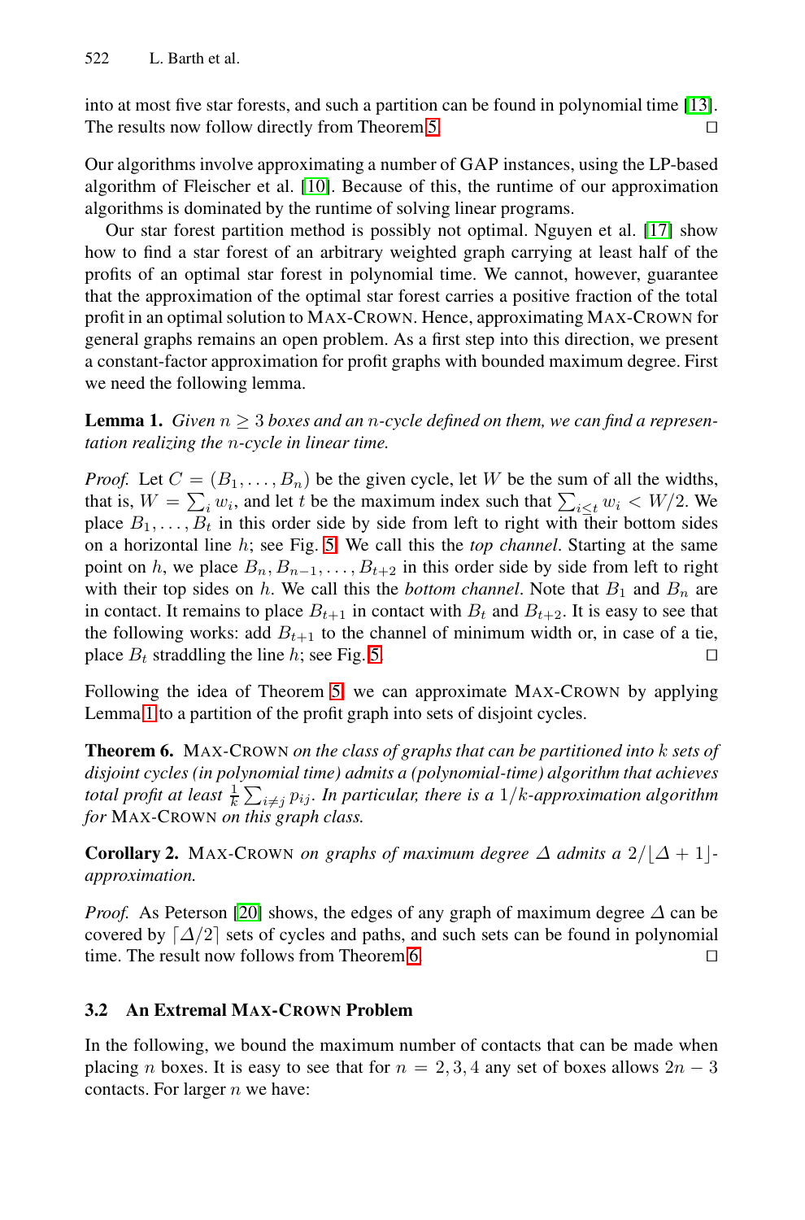into at most five star forests, and such a partition can be found in polynomial time [13]. The results now follow directly from Theorem 5. □

Our algorithms involve approximating a number of GAP instances, using the LP-based algorithm of Fleischer et al. [10]. Because of this, the runtime of our approximation algorithms is dominated by the runtime of solving linear programs.

Our star forest partition method is possibly not optimal. Nguyen et al. [17] show how to find a star forest of an arbitrary weighted graph carrying at least half of the profits of an optimal star forest in polynomial time. We cannot, however, guarantee that the approximation of the optimal star forest carries a positive fraction of the total profit in an optimal solution to MAX-CROWN. Hence, approximating MAX-CROWN for general graphs remains an open problem. As a first step into this direction, we present a constant-factor approximation for profit graphs with bounded maximum degree. First we need the following lemma.

**Lemma 1.** *Given $n \geq 3$ boxes and an $n$-cycle defined on them, we can find a representation realizing the $n$-cycle in linear time.*

*Proof.* Let $C = (B_1, \dots, B_n)$ be the given cycle, let $W$ be the sum of all the widths, that is, $W = \sum_i w_i$, and let $t$ be the maximum index such that $\sum_{i \leq t} w_i < W/2$. We place $B_1, \dots, B_t$ in this order side by side from left to right with their bottom sides on a horizontal line $h$; see Fig. 5. We call this the *top channel*. Starting at the same point on $h$, we place $B_n, B_{n-1}, \dots, B_{t+2}$ in this order side by side from left to right with their top sides on $h$. We call this the *bottom channel*. Note that $B_1$ and $B_n$ are in contact. It remains to place $B_{t+1}$ in contact with $B_t$ and $B_{t+2}$. It is easy to see that the following works: add $B_{t+1}$ to the channel of minimum width or, in case of a tie, place $B_t$ straddling the line $h$; see Fig. 5. □

Following the idea of Theorem 5, we can approximate MAX-CROWN by applying Lemma 1 to a partition of the profit graph into sets of disjoint cycles.

**Theorem 6.** MAX-CROWN *on the class of graphs that can be partitioned into $k$ sets of disjoint cycles (in polynomial time) admits a (polynomial-time) algorithm that achieves total profit at least $\frac{1}{k} \sum_{i \neq j} p_{ij}$. In particular, there is a $1/k$-approximation algorithm for* MAX-CROWN *on this graph class.*

**Corollary 2.** MAX-CROWN *on graphs of maximum degree $\Delta$ admits a $2/\lfloor \Delta + 1 \rfloor$-approximation.*

*Proof.* As Peterson [20] shows, the edges of any graph of maximum degree $\Delta$ can be covered by $\lceil \Delta/2 \rceil$ sets of cycles and paths, and such sets can be found in polynomial time. The result now follows from Theorem 6. □

### 3.2 An Extremal MAX-CROWN Problem

In the following, we bound the maximum number of contacts that can be made when placing $n$ boxes. It is easy to see that for $n = 2, 3, 4$ any set of boxes allows $2n - 3$ contacts. For larger $n$ we have: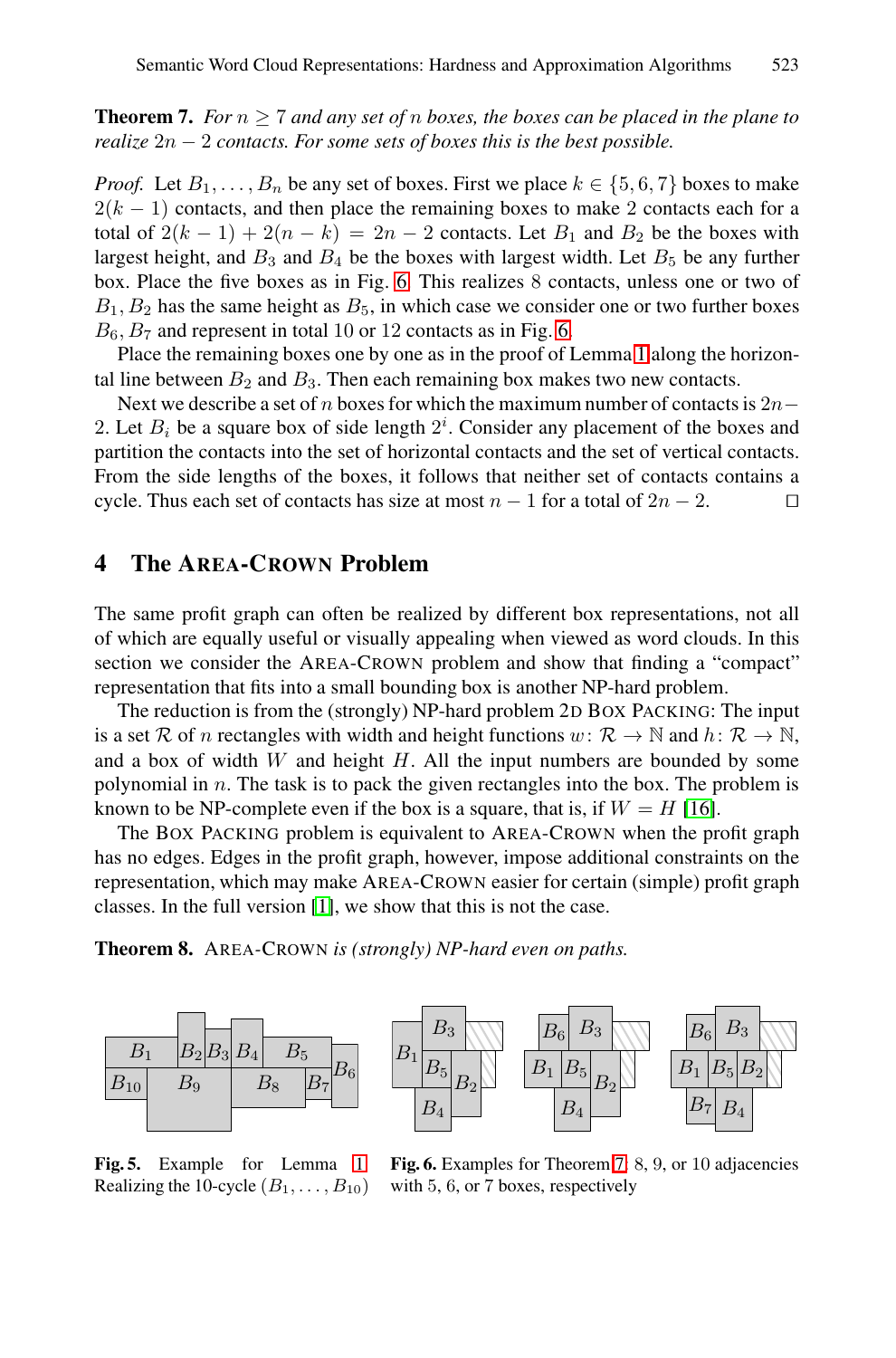**Theorem 7.** *For $n \geq 7$ and any set of $n$ boxes, the boxes can be placed in the plane to realize $2n - 2$ contacts. For some sets of boxes this is the best possible.*

*Proof.* Let $B_1, \ldots, B_n$ be any set of boxes. First we place $k \in \{5, 6, 7\}$ boxes to make $2(k-1)$ contacts, and then place the remaining boxes to make 2 contacts each for a total of $2(k-1) + 2(n-k) = 2n - 2$ contacts. Let $B_1$ and $B_2$ be the boxes with largest height, and $B_3$ and $B_4$ be the boxes with largest width. Let $B_5$ be any further box. Place the five boxes as in Fig. 6. This realizes 8 contacts, unless one or two of $B_1, B_2$ has the same height as $B_5$, in which case we consider one or two further boxes $B_6, B_7$ and represent in total 10 or 12 contacts as in Fig. 6.

Place the remaining boxes one by one as in the proof of Lemma 1 along the horizontal line between $B_2$ and $B_3$. Then each remaining box makes two new contacts.

Next we describe a set of $n$ boxes for which the maximum number of contacts is $2n - 2$. Let $B_i$ be a square box of side length $2^i$. Consider any placement of the boxes and partition the contacts into the set of horizontal contacts and the set of vertical contacts. From the side lengths of the boxes, it follows that neither set of contacts contains a cycle. Thus each set of contacts has size at most $n - 1$ for a total of $2n - 2$. □

## 4 The Area-Crown Problem

The same profit graph can often be realized by different box representations, not all of which are equally useful or visually appealing when viewed as word clouds. In this section we consider the Area-Crown problem and show that finding a "compact" representation that fits into a small bounding box is another NP-hard problem.

The reduction is from the (strongly) NP-hard problem 2D Box Packing: The input is a set $\mathcal{R}$ of $n$ rectangles with width and height functions $w \colon \mathcal{R} \to \mathbb{N}$ and $h \colon \mathcal{R} \to \mathbb{N}$, and a box of width $W$ and height $H$. All the input numbers are bounded by some polynomial in $n$. The task is to pack the given rectangles into the box. The problem is known to be NP-complete even if the box is a square, that is, if $W = H$ [16].

The Box Packing problem is equivalent to Area-Crown when the profit graph has no edges. Edges in the profit graph, however, impose additional constraints on the representation, which may make Area-Crown easier for certain (simple) profit graph classes. In the full version [1], we show that this is not the case.

**Theorem 8.** Area-Crown *is (strongly) NP-hard even on paths.*

**Fig. 5.** Example for Lemma 1 Realizing the 10-cycle $(B_1, \ldots, B_{10})$

**Fig. 6.** Examples for Theorem 7: 8, 9, or 10 adjacencies with 5, 6, or 7 boxes, respectively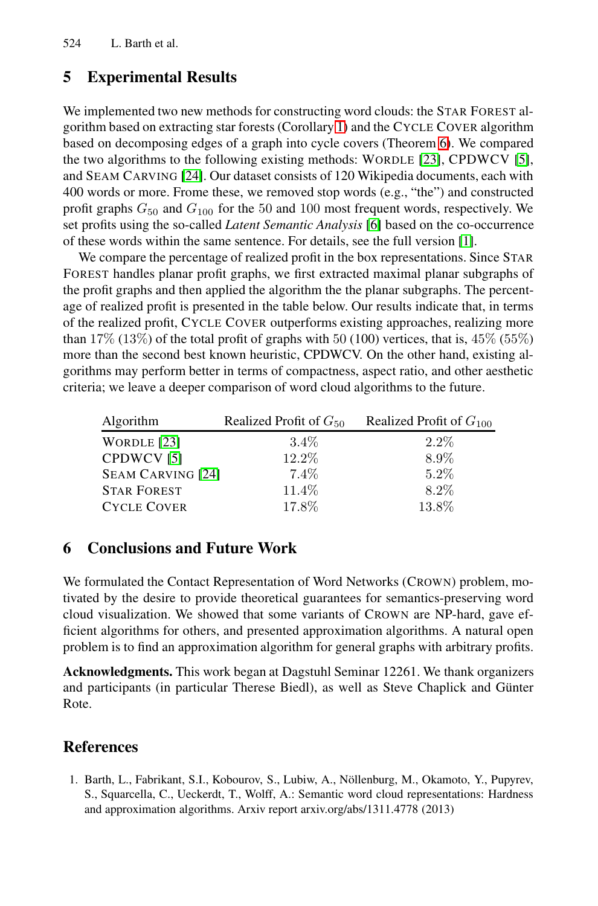## 5 Experimental Results

We implemented two new methods for constructing word clouds: the STAR FOREST algorithm based on extracting star forests (Corollary 1) and the CYCLE COVER algorithm based on decomposing edges of a graph into cycle covers (Theorem 6). We compared the two algorithms to the following existing methods: WORDLE [23], CPDWCV [5], and SEAM CARVING [24]. Our dataset consists of 120 Wikipedia documents, each with 400 words or more. Frome these, we removed stop words (e.g., "the") and constructed profit graphs $G_{50}$ and $G_{100}$ for the 50 and 100 most frequent words, respectively. We set profits using the so-called *Latent Semantic Analysis* [6] based on the co-occurrence of these words within the same sentence. For details, see the full version [1].

We compare the percentage of realized profit in the box representations. Since STAR FOREST handles planar profit graphs, we first extracted maximal planar subgraphs of the profit graphs and then applied the algorithm the the planar subgraphs. The percentage of realized profit is presented in the table below. Our results indicate that, in terms of the realized profit, CYCLE COVER outperforms existing approaches, realizing more than 17% (13%) of the total profit of graphs with 50 (100) vertices, that is, 45% (55%) more than the second best known heuristic, CPDWCV. On the other hand, existing algorithms may perform better in terms of compactness, aspect ratio, and other aesthetic criteria; we leave a deeper comparison of word cloud algorithms to the future.

| Algorithm | Realized Profit of $G_{50}$ | Realized Profit of $G_{100}$ |
|---|---|---|
| WORDLE [23] | 3.4% | 2.2% |
| CPDWCV [5] | 12.2% | 8.9% |
| SEAM CARVING [24] | 7.4% | 5.2% |
| STAR FOREST | 11.4% | 8.2% |
| CYCLE COVER | 17.8% | 13.8% |

## 6 Conclusions and Future Work

We formulated the Contact Representation of Word Networks (CROWN) problem, motivated by the desire to provide theoretical guarantees for semantics-preserving word cloud visualization. We showed that some variants of CROWN are NP-hard, gave efficient algorithms for others, and presented approximation algorithms. A natural open problem is to find an approximation algorithm for general graphs with arbitrary profits.

**Acknowledgments.** This work began at Dagstuhl Seminar 12261. We thank organizers and participants (in particular Therese Biedl), as well as Steve Chaplick and Günter Rote.

## References

1. Barth, L., Fabrikant, S.I., Kobourov, S., Lubiw, A., Nöllenburg, M., Okamoto, Y., Pupyrev, S., Squarcella, C., Ueckerdt, T., Wolff, A.: Semantic word cloud representations: Hardness and approximation algorithms. Arxiv report arxiv.org/abs/1311.4778 (2013)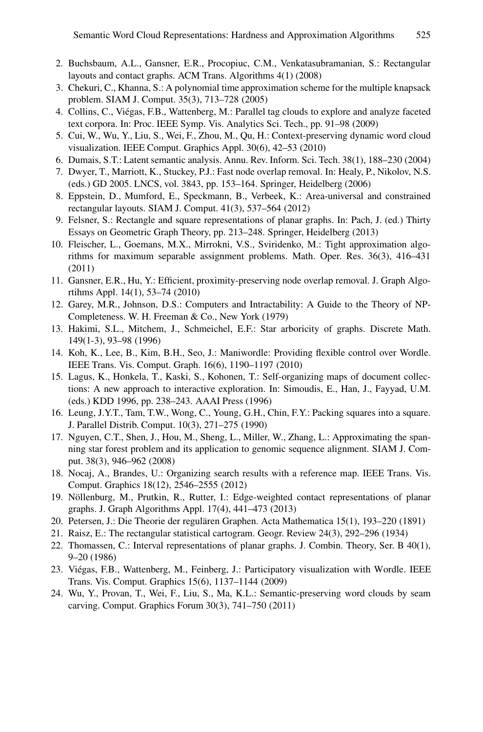2. Buchsbaum, A.L., Gansner, E.R., Procopiuc, C.M., Venkatasubramanian, S.: Rectangular layouts and contact graphs. ACM Trans. Algorithms 4(1) (2008)
3. Chekuri, C., Khanna, S.: A polynomial time approximation scheme for the multiple knapsack problem. SIAM J. Comput. 35(3), 713–728 (2005)
4. Collins, C., Viégas, F.B., Wattenberg, M.: Parallel tag clouds to explore and analyze faceted text corpora. In: Proc. IEEE Symp. Vis. Analytics Sci. Tech., pp. 91–98 (2009)
5. Cui, W., Wu, Y., Liu, S., Wei, F., Zhou, M., Qu, H.: Context-preserving dynamic word cloud visualization. IEEE Comput. Graphics Appl. 30(6), 42–53 (2010)
6. Dumais, S.T.: Latent semantic analysis. Annu. Rev. Inform. Sci. Tech. 38(1), 188–230 (2004)
7. Dwyer, T., Marriott, K., Stuckey, P.J.: Fast node overlap removal. In: Healy, P., Nikolov, N.S. (eds.) GD 2005. LNCS, vol. 3843, pp. 153–164. Springer, Heidelberg (2006)
8. Eppstein, D., Mumford, E., Speckmann, B., Verbeek, K.: Area-universal and constrained rectangular layouts. SIAM J. Comput. 41(3), 537–564 (2012)
9. Felsner, S.: Rectangle and square representations of planar graphs. In: Pach, J. (ed.) Thirty Essays on Geometric Graph Theory, pp. 213–248. Springer, Heidelberg (2013)
10. Fleischer, L., Goemans, M.X., Mirrokni, V.S., Sviridenko, M.: Tight approximation algorithms for maximum separable assignment problems. Math. Oper. Res. 36(3), 416–431 (2011)
11. Gansner, E.R., Hu, Y.: Efficient, proximity-preserving node overlap removal. J. Graph Algortihms Appl. 14(1), 53–74 (2010)
12. Garey, M.R., Johnson, D.S.: Computers and Intractability: A Guide to the Theory of NP-Completeness. W. H. Freeman & Co., New York (1979)
13. Hakimi, S.L., Mitchem, J., Schmeichel, E.F.: Star arboricity of graphs. Discrete Math. 149(1-3), 93–98 (1996)
14. Koh, K., Lee, B., Kim, B.H., Seo, J.: Maniwordle: Providing flexible control over Wordle. IEEE Trans. Vis. Comput. Graph. 16(6), 1190–1197 (2010)
15. Lagus, K., Honkela, T., Kaski, S., Kohonen, T.: Self-organizing maps of document collections: A new approach to interactive exploration. In: Simoudis, E., Han, J., Fayyad, U.M. (eds.) KDD 1996, pp. 238–243. AAAI Press (1996)
16. Leung, J.Y.T., Tam, T.W., Wong, C., Young, G.H., Chin, F.Y.: Packing squares into a square. J. Parallel Distrib. Comput. 10(3), 271–275 (1990)
17. Nguyen, C.T., Shen, J., Hou, M., Sheng, L., Miller, W., Zhang, L.: Approximating the spanning star forest problem and its application to genomic sequence alignment. SIAM J. Comput. 38(3), 946–962 (2008)
18. Nocaj, A., Brandes, U.: Organizing search results with a reference map. IEEE Trans. Vis. Comput. Graphics 18(12), 2546–2555 (2012)
19. Nöllenburg, M., Prutkin, R., Rutter, I.: Edge-weighted contact representations of planar graphs. J. Graph Algorithms Appl. 17(4), 441–473 (2013)
20. Petersen, J.: Die Theorie der regulären Graphen. Acta Mathematica 15(1), 193–220 (1891)
21. Raisz, E.: The rectangular statistical cartogram. Geogr. Review 24(3), 292–296 (1934)
22. Thomassen, C.: Interval representations of planar graphs. J. Combin. Theory, Ser. B 40(1), 9–20 (1986)
23. Viégas, F.B., Wattenberg, M., Feinberg, J.: Participatory visualization with Wordle. IEEE Trans. Vis. Comput. Graphics 15(6), 1137–1144 (2009)
24. Wu, Y., Provan, T., Wei, F., Liu, S., Ma, K.L.: Semantic-preserving word clouds by seam carving. Comput. Graphics Forum 30(3), 741–750 (2011)